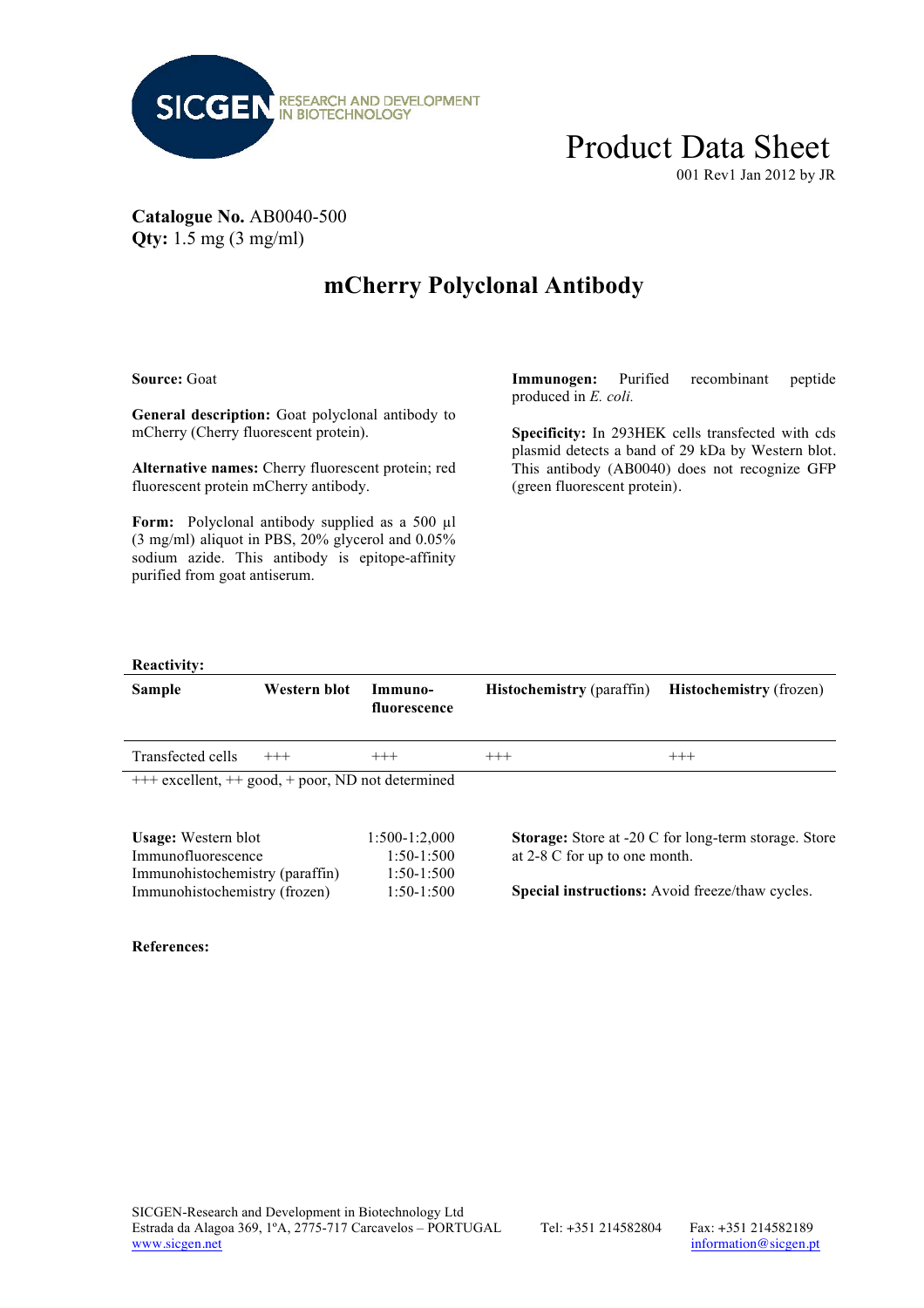SICGEN RESEARCH AND DEVELOPMENT IN BIOTECHNOLOGY

# Product Data Sheet

001 Rev1 Jan 2012 by JR

**Catalogue No.** AB0040-500
**Qty:** 1.5 mg (3 mg/ml)

## mCherry Polyclonal Antibody

**Source:** Goat

**General description:** Goat polyclonal antibody to mCherry (Cherry fluorescent protein).

**Alternative names:** Cherry fluorescent protein; red fluorescent protein mCherry antibody.

**Form:** Polyclonal antibody supplied as a 500 µl (3 mg/ml) aliquot in PBS, 20% glycerol and 0.05% sodium azide. This antibody is epitope-affinity purified from goat antiserum.

**Immunogen:** Purified recombinant peptide produced in *E. coli.*

**Specificity:** In 293HEK cells transfected with cds plasmid detects a band of 29 kDa by Western blot. This antibody (AB0040) does not recognize GFP (green fluorescent protein).

**Reactivity:**

| Sample | Western blot | Immuno-fluorescence | Histochemistry (paraffin) | Histochemistry (frozen) |
|---|---|---|---|---|
| Transfected cells | +++ | +++ | +++ | +++ |

+++ excellent, ++ good, + poor, ND not determined

**Usage:**

| Application | Dilution |
|---|---|
| Western blot | 1:500-1:2,000 |
| Immunofluorescence | 1:50-1:500 |
| Immunohistochemistry (paraffin) | 1:50-1:500 |
| Immunohistochemistry (frozen) | 1:50-1:500 |

**Storage:** Store at -20 C for long-term storage. Store at 2-8 C for up to one month.

**Special instructions:** Avoid freeze/thaw cycles.

**References:**

SICGEN-Research and Development in Biotechnology Ltd
Estrada da Alagoa 369, 1ºA, 2775-717 Carcavelos – PORTUGAL
www.sicgen.net
Tel: +351 214582804
Fax: +351 214582189
information@sicgen.pt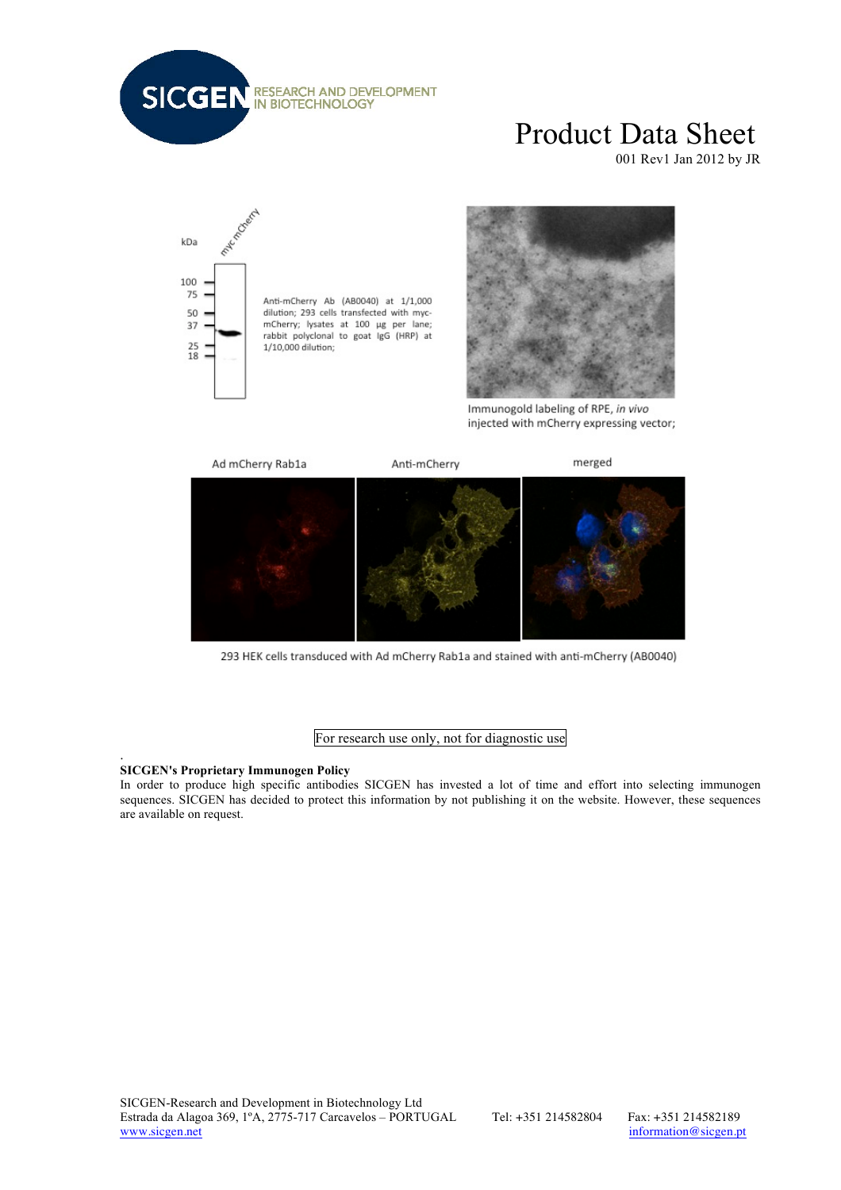# Product Data Sheet

001 Rev1 Jan 2012 by JR

kDa

myc mCherry

100
75
50
37
25
18

Anti-mCherry Ab (AB0040) at 1/1,000 dilution; 293 cells transfected with myc-mCherry; lysates at 100 µg per lane; rabbit polyclonal to goat IgG (HRP) at 1/10,000 dilution;

Immunogold labeling of RPE, *in vivo* injected with mCherry expressing vector;

Ad mCherry Rab1a    Anti-mCherry    merged

293 HEK cells transduced with Ad mCherry Rab1a and stained with anti-mCherry (AB0040)

For research use only, not for diagnostic use

**SICGEN's Proprietary Immunogen Policy**

In order to produce high specific antibodies SICGEN has invested a lot of time and effort into selecting immunogen sequences. SICGEN has decided to protect this information by not publishing it on the website. However, these sequences are available on request.

SICGEN-Research and Development in Biotechnology Ltd
Estrada da Alagoa 369, 1ºA, 2775-717 Carcavelos – PORTUGAL    Tel: +351 214582804    Fax: +351 214582189
www.sicgen.net    information@sicgen.pt